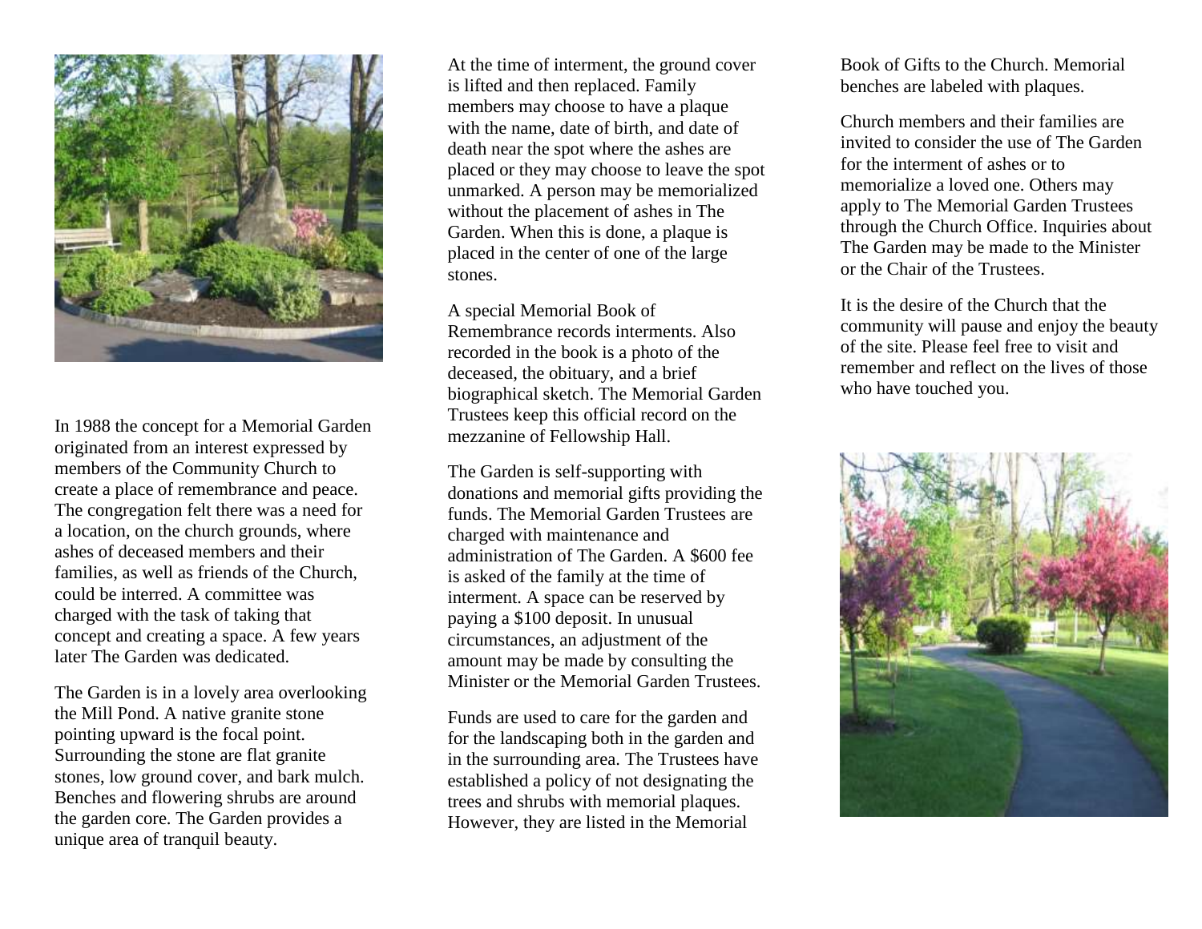In 1988 the concept for a Memorial Garden originated from an interest expressed by members of the Community Church to create a place of remembrance and peace. The congregation felt there was a need for a location, on the church grounds, where ashes of deceased members and their families, as well as friends of the Church, could be interred. A committee was charged with the task of taking that concept and creating a space. A few years later The Garden was dedicated.

The Garden is in a lovely area overlooking the Mill Pond. A native granite stone pointing upward is the focal point. Surrounding the stone are flat granite stones, low ground cover, and bark mulch. Benches and flowering shrubs are around the garden core. The Garden provides a unique area of tranquil beauty.

At the time of interment, the ground cover is lifted and then replaced. Family members may choose to have a plaque with the name, date of birth, and date of death near the spot where the ashes are placed or they may choose to leave the spot unmarked. A person may be memorialized without the placement of ashes in The Garden. When this is done, a plaque is placed in the center of one of the large stones.

A special Memorial Book of Remembrance records interments. Also recorded in the book is a photo of the deceased, the obituary, and a brief biographical sketch. The Memorial Garden Trustees keep this official record on the mezzanine of Fellowship Hall.

The Garden is self-supporting with donations and memorial gifts providing the funds. The Memorial Garden Trustees are charged with maintenance and administration of The Garden. A $600 fee is asked of the family at the time of interment. A space can be reserved by paying a $100 deposit. In unusual circumstances, an adjustment of the amount may be made by consulting the Minister or the Memorial Garden Trustees.

Funds are used to care for the garden and for the landscaping both in the garden and in the surrounding area. The Trustees have established a policy of not designating the trees and shrubs with memorial plaques. However, they are listed in the Memorial Book of Gifts to the Church. Memorial benches are labeled with plaques.

Church members and their families are invited to consider the use of The Garden for the interment of ashes or to memorialize a loved one. Others may apply to The Memorial Garden Trustees through the Church Office. Inquiries about The Garden may be made to the Minister or the Chair of the Trustees.

It is the desire of the Church that the community will pause and enjoy the beauty of the site. Please feel free to visit and remember and reflect on the lives of those who have touched you.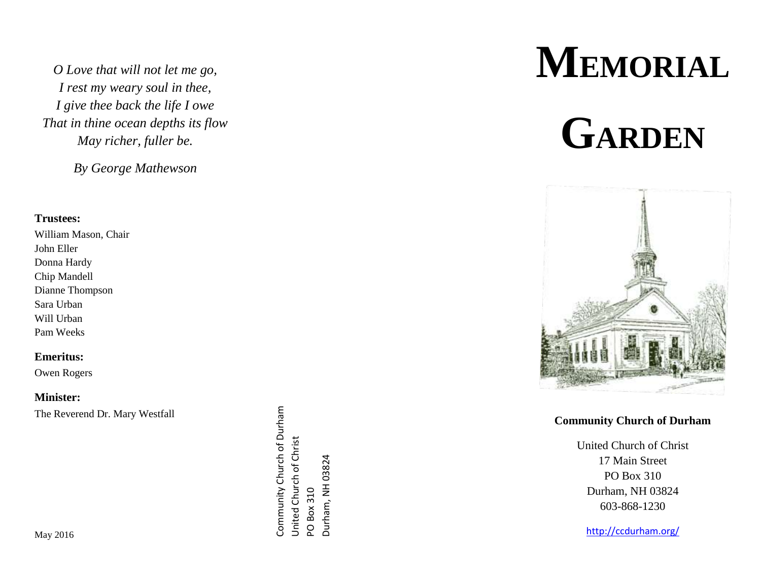*O Love that will not let me go,*
*I rest my weary soul in thee,*
*I give thee back the life I owe*
*That in thine ocean depths its flow*
*May richer, fuller be.*

*By George Mathewson*

**Trustees:**

William Mason, Chair
John Eller
Donna Hardy
Chip Mandell
Dianne Thompson
Sara Urban
Will Urban
Pam Weeks

**Emeritus:**

Owen Rogers

**Minister:**

The Reverend Dr. Mary Westfall

May 2016

Community Church of Durham
United Church of Christ
PO Box 310
Durham, NH 03824

# MEMORIAL GARDEN

**Community Church of Durham**

United Church of Christ
17 Main Street
PO Box 310
Durham, NH 03824
603-868-1230

http://ccdurham.org/